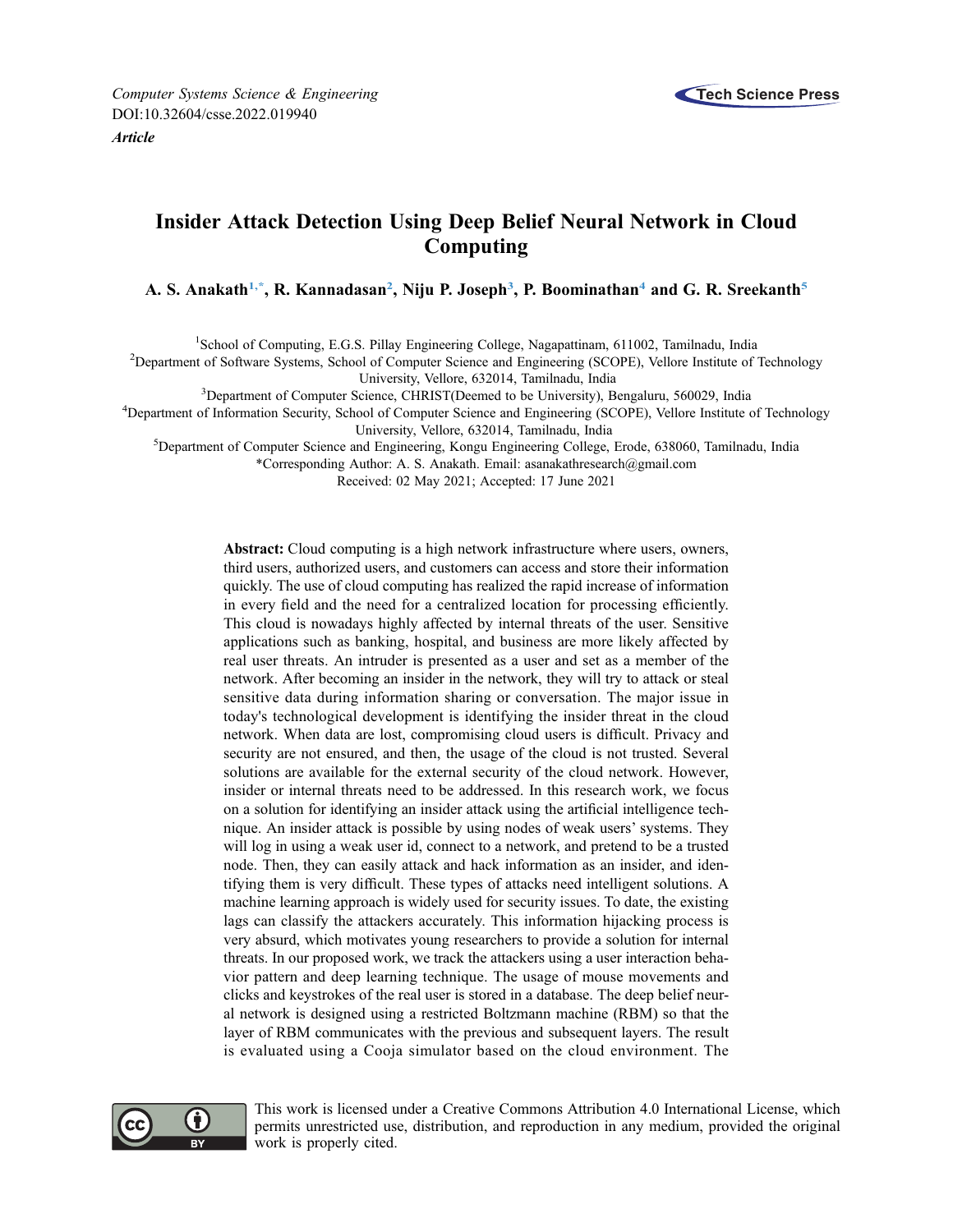Computer Systems Science & Engineering
DOI:10.32604/csse.2022.019940
***Article***

# Insider Attack Detection Using Deep Belief Neural Network in Cloud Computing

**A. S. Anakath[1,*], R. Kannadasan[2], Niju P. Joseph[3], P. Boominathan[4] and G. R. Sreekanth[5]**

[1]School of Computing, E.G.S. Pillay Engineering College, Nagapattinam, 611002, Tamilnadu, India
[2]Department of Software Systems, School of Computer Science and Engineering (SCOPE), Vellore Institute of Technology University, Vellore, 632014, Tamilnadu, India
[3]Department of Computer Science, CHRIST(Deemed to be University), Bengaluru, 560029, India
[4]Department of Information Security, School of Computer Science and Engineering (SCOPE), Vellore Institute of Technology University, Vellore, 632014, Tamilnadu, India
[5]Department of Computer Science and Engineering, Kongu Engineering College, Erode, 638060, Tamilnadu, India
*Corresponding Author: A. S. Anakath. Email: asanakathresearch@gmail.com
Received: 02 May 2021; Accepted: 17 June 2021

**Abstract:** Cloud computing is a high network infrastructure where users, owners, third users, authorized users, and customers can access and store their information quickly. The use of cloud computing has realized the rapid increase of information in every field and the need for a centralized location for processing efficiently. This cloud is nowadays highly affected by internal threats of the user. Sensitive applications such as banking, hospital, and business are more likely affected by real user threats. An intruder is presented as a user and set as a member of the network. After becoming an insider in the network, they will try to attack or steal sensitive data during information sharing or conversation. The major issue in today's technological development is identifying the insider threat in the cloud network. When data are lost, compromising cloud users is difficult. Privacy and security are not ensured, and then, the usage of the cloud is not trusted. Several solutions are available for the external security of the cloud network. However, insider or internal threats need to be addressed. In this research work, we focus on a solution for identifying an insider attack using the artificial intelligence technique. An insider attack is possible by using nodes of weak users' systems. They will log in using a weak user id, connect to a network, and pretend to be a trusted node. Then, they can easily attack and hack information as an insider, and identifying them is very difficult. These types of attacks need intelligent solutions. A machine learning approach is widely used for security issues. To date, the existing lags can classify the attackers accurately. This information hijacking process is very absurd, which motivates young researchers to provide a solution for internal threats. In our proposed work, we track the attackers using a user interaction behavior pattern and deep learning technique. The usage of mouse movements and clicks and keystrokes of the real user is stored in a database. The deep belief neural network is designed using a restricted Boltzmann machine (RBM) so that the layer of RBM communicates with the previous and subsequent layers. The result is evaluated using a Cooja simulator based on the cloud environment. The

This work is licensed under a Creative Commons Attribution 4.0 International License, which permits unrestricted use, distribution, and reproduction in any medium, provided the original work is properly cited.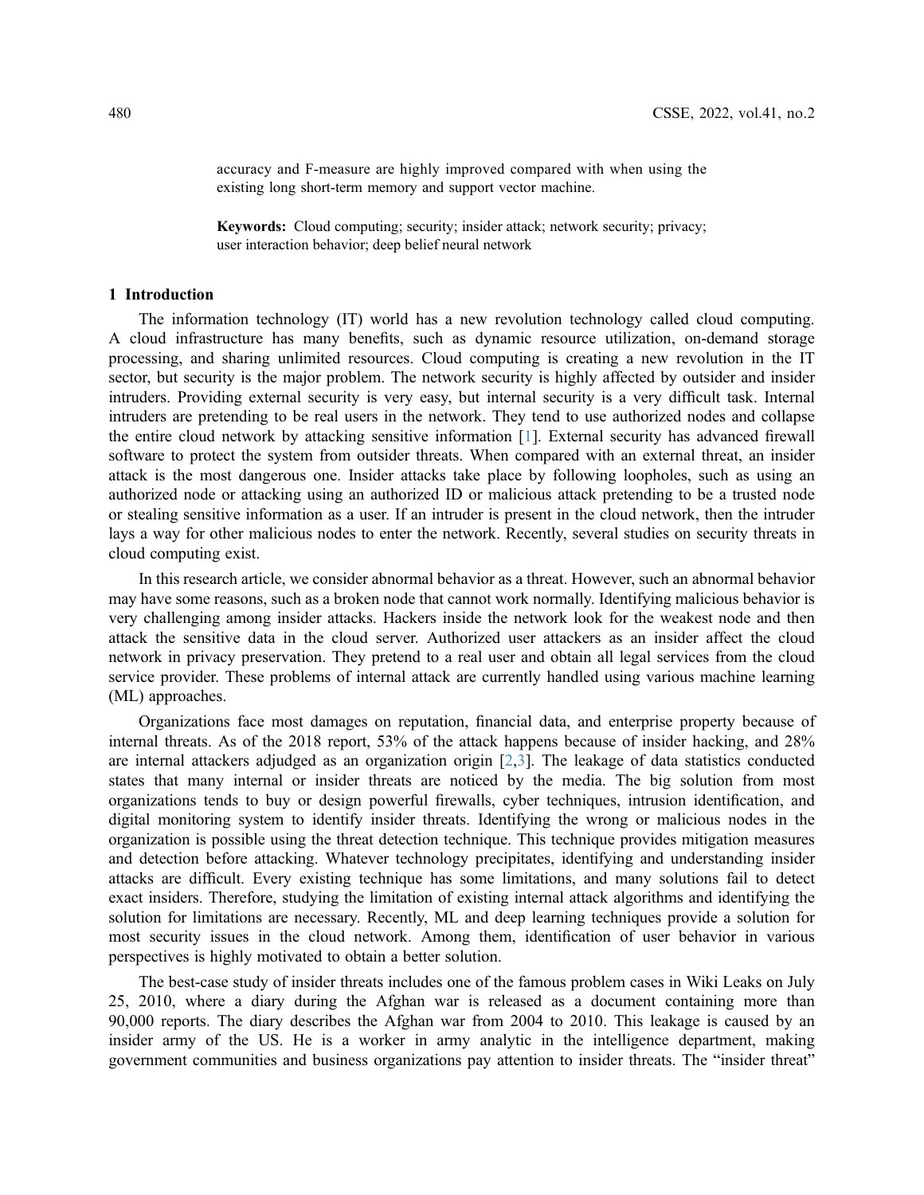accuracy and F-measure are highly improved compared with when using the existing long short-term memory and support vector machine.

**Keywords:** Cloud computing; security; insider attack; network security; privacy; user interaction behavior; deep belief neural network

## 1 Introduction

The information technology (IT) world has a new revolution technology called cloud computing. A cloud infrastructure has many benefits, such as dynamic resource utilization, on-demand storage processing, and sharing unlimited resources. Cloud computing is creating a new revolution in the IT sector, but security is the major problem. The network security is highly affected by outsider and insider intruders. Providing external security is very easy, but internal security is a very difficult task. Internal intruders are pretending to be real users in the network. They tend to use authorized nodes and collapse the entire cloud network by attacking sensitive information [1]. External security has advanced firewall software to protect the system from outsider threats. When compared with an external threat, an insider attack is the most dangerous one. Insider attacks take place by following loopholes, such as using an authorized node or attacking using an authorized ID or malicious attack pretending to be a trusted node or stealing sensitive information as a user. If an intruder is present in the cloud network, then the intruder lays a way for other malicious nodes to enter the network. Recently, several studies on security threats in cloud computing exist.

In this research article, we consider abnormal behavior as a threat. However, such an abnormal behavior may have some reasons, such as a broken node that cannot work normally. Identifying malicious behavior is very challenging among insider attacks. Hackers inside the network look for the weakest node and then attack the sensitive data in the cloud server. Authorized user attackers as an insider affect the cloud network in privacy preservation. They pretend to a real user and obtain all legal services from the cloud service provider. These problems of internal attack are currently handled using various machine learning (ML) approaches.

Organizations face most damages on reputation, financial data, and enterprise property because of internal threats. As of the 2018 report, 53% of the attack happens because of insider hacking, and 28% are internal attackers adjudged as an organization origin [2,3]. The leakage of data statistics conducted states that many internal or insider threats are noticed by the media. The big solution from most organizations tends to buy or design powerful firewalls, cyber techniques, intrusion identification, and digital monitoring system to identify insider threats. Identifying the wrong or malicious nodes in the organization is possible using the threat detection technique. This technique provides mitigation measures and detection before attacking. Whatever technology precipitates, identifying and understanding insider attacks are difficult. Every existing technique has some limitations, and many solutions fail to detect exact insiders. Therefore, studying the limitation of existing internal attack algorithms and identifying the solution for limitations are necessary. Recently, ML and deep learning techniques provide a solution for most security issues in the cloud network. Among them, identification of user behavior in various perspectives is highly motivated to obtain a better solution.

The best-case study of insider threats includes one of the famous problem cases in Wiki Leaks on July 25, 2010, where a diary during the Afghan war is released as a document containing more than 90,000 reports. The diary describes the Afghan war from 2004 to 2010. This leakage is caused by an insider army of the US. He is a worker in army analytic in the intelligence department, making government communities and business organizations pay attention to insider threats. The "insider threat"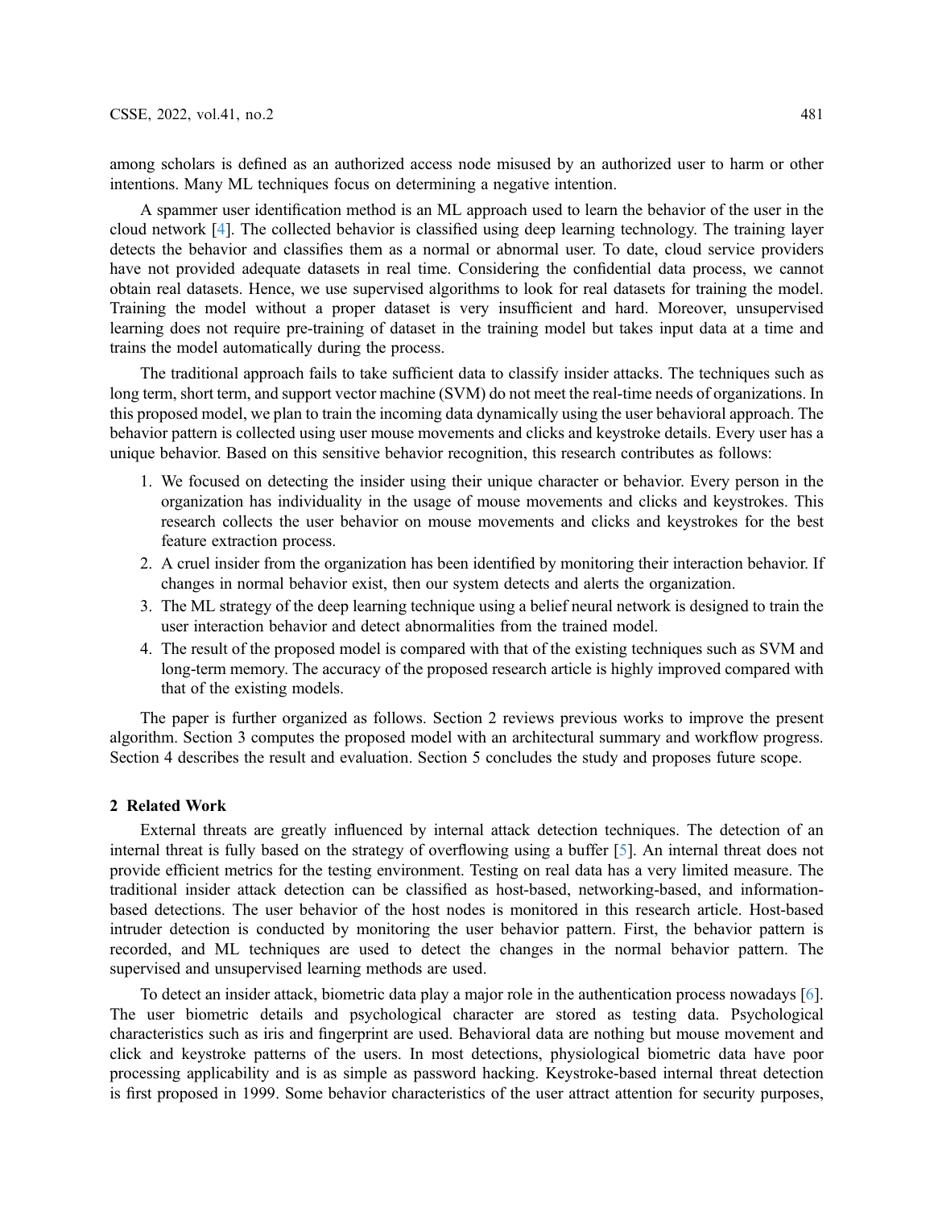among scholars is defined as an authorized access node misused by an authorized user to harm or other intentions. Many ML techniques focus on determining a negative intention.

A spammer user identification method is an ML approach used to learn the behavior of the user in the cloud network [4]. The collected behavior is classified using deep learning technology. The training layer detects the behavior and classifies them as a normal or abnormal user. To date, cloud service providers have not provided adequate datasets in real time. Considering the confidential data process, we cannot obtain real datasets. Hence, we use supervised algorithms to look for real datasets for training the model. Training the model without a proper dataset is very insufficient and hard. Moreover, unsupervised learning does not require pre-training of dataset in the training model but takes input data at a time and trains the model automatically during the process.

The traditional approach fails to take sufficient data to classify insider attacks. The techniques such as long term, short term, and support vector machine (SVM) do not meet the real-time needs of organizations. In this proposed model, we plan to train the incoming data dynamically using the user behavioral approach. The behavior pattern is collected using user mouse movements and clicks and keystroke details. Every user has a unique behavior. Based on this sensitive behavior recognition, this research contributes as follows:

1. We focused on detecting the insider using their unique character or behavior. Every person in the organization has individuality in the usage of mouse movements and clicks and keystrokes. This research collects the user behavior on mouse movements and clicks and keystrokes for the best feature extraction process.
2. A cruel insider from the organization has been identified by monitoring their interaction behavior. If changes in normal behavior exist, then our system detects and alerts the organization.
3. The ML strategy of the deep learning technique using a belief neural network is designed to train the user interaction behavior and detect abnormalities from the trained model.
4. The result of the proposed model is compared with that of the existing techniques such as SVM and long-term memory. The accuracy of the proposed research article is highly improved compared with that of the existing models.

The paper is further organized as follows. Section 2 reviews previous works to improve the present algorithm. Section 3 computes the proposed model with an architectural summary and workflow progress. Section 4 describes the result and evaluation. Section 5 concludes the study and proposes future scope.

## 2 Related Work

External threats are greatly influenced by internal attack detection techniques. The detection of an internal threat is fully based on the strategy of overflowing using a buffer [5]. An internal threat does not provide efficient metrics for the testing environment. Testing on real data has a very limited measure. The traditional insider attack detection can be classified as host-based, networking-based, and information-based detections. The user behavior of the host nodes is monitored in this research article. Host-based intruder detection is conducted by monitoring the user behavior pattern. First, the behavior pattern is recorded, and ML techniques are used to detect the changes in the normal behavior pattern. The supervised and unsupervised learning methods are used.

To detect an insider attack, biometric data play a major role in the authentication process nowadays [6]. The user biometric details and psychological character are stored as testing data. Psychological characteristics such as iris and fingerprint are used. Behavioral data are nothing but mouse movement and click and keystroke patterns of the users. In most detections, physiological biometric data have poor processing applicability and is as simple as password hacking. Keystroke-based internal threat detection is first proposed in 1999. Some behavior characteristics of the user attract attention for security purposes,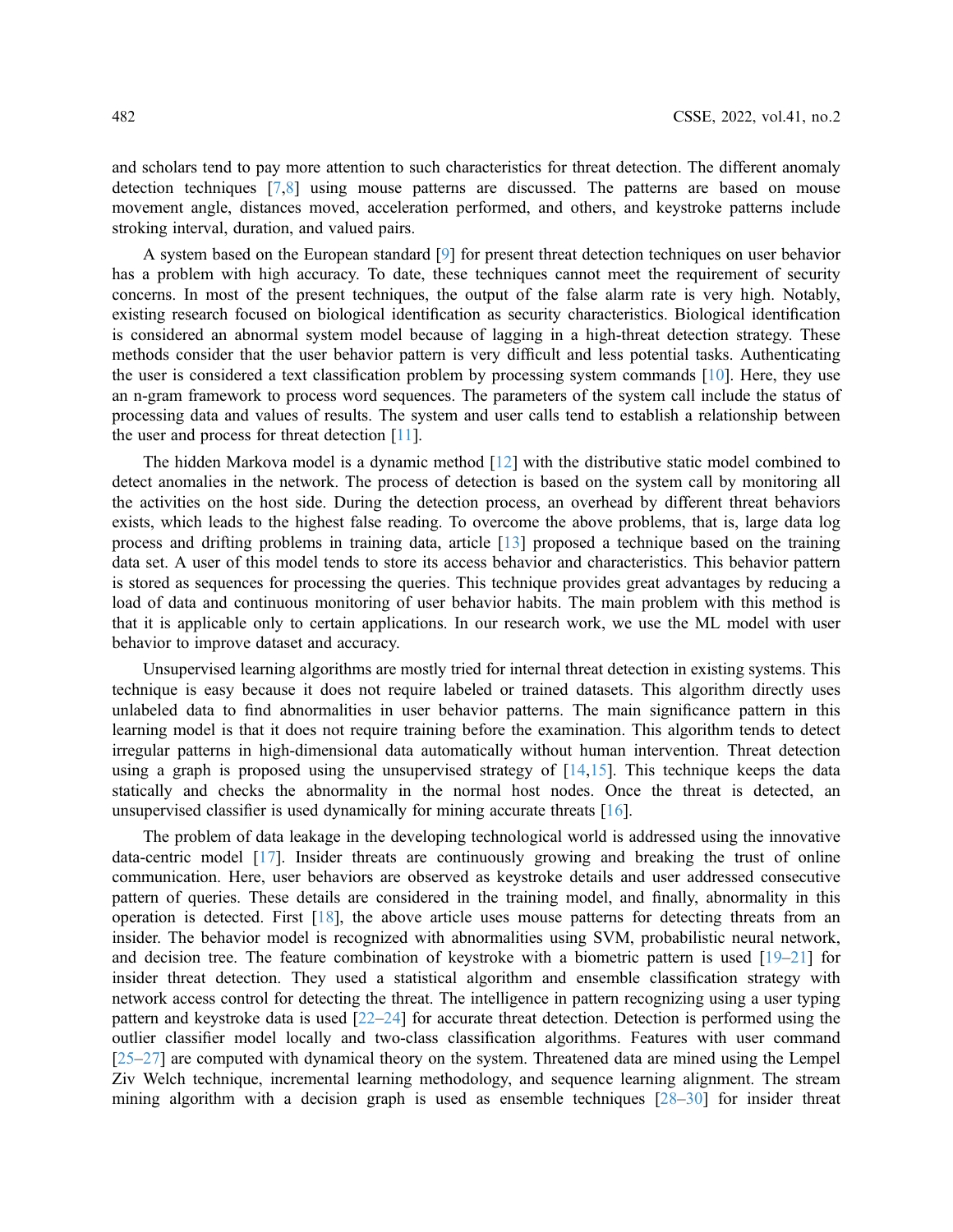and scholars tend to pay more attention to such characteristics for threat detection. The different anomaly detection techniques [7,8] using mouse patterns are discussed. The patterns are based on mouse movement angle, distances moved, acceleration performed, and others, and keystroke patterns include stroking interval, duration, and valued pairs.

A system based on the European standard [9] for present threat detection techniques on user behavior has a problem with high accuracy. To date, these techniques cannot meet the requirement of security concerns. In most of the present techniques, the output of the false alarm rate is very high. Notably, existing research focused on biological identification as security characteristics. Biological identification is considered an abnormal system model because of lagging in a high-threat detection strategy. These methods consider that the user behavior pattern is very difficult and less potential tasks. Authenticating the user is considered a text classification problem by processing system commands [10]. Here, they use an n-gram framework to process word sequences. The parameters of the system call include the status of processing data and values of results. The system and user calls tend to establish a relationship between the user and process for threat detection [11].

The hidden Markova model is a dynamic method [12] with the distributive static model combined to detect anomalies in the network. The process of detection is based on the system call by monitoring all the activities on the host side. During the detection process, an overhead by different threat behaviors exists, which leads to the highest false reading. To overcome the above problems, that is, large data log process and drifting problems in training data, article [13] proposed a technique based on the training data set. A user of this model tends to store its access behavior and characteristics. This behavior pattern is stored as sequences for processing the queries. This technique provides great advantages by reducing a load of data and continuous monitoring of user behavior habits. The main problem with this method is that it is applicable only to certain applications. In our research work, we use the ML model with user behavior to improve dataset and accuracy.

Unsupervised learning algorithms are mostly tried for internal threat detection in existing systems. This technique is easy because it does not require labeled or trained datasets. This algorithm directly uses unlabeled data to find abnormalities in user behavior patterns. The main significance pattern in this learning model is that it does not require training before the examination. This algorithm tends to detect irregular patterns in high-dimensional data automatically without human intervention. Threat detection using a graph is proposed using the unsupervised strategy of [14,15]. This technique keeps the data statically and checks the abnormality in the normal host nodes. Once the threat is detected, an unsupervised classifier is used dynamically for mining accurate threats [16].

The problem of data leakage in the developing technological world is addressed using the innovative data-centric model [17]. Insider threats are continuously growing and breaking the trust of online communication. Here, user behaviors are observed as keystroke details and user addressed consecutive pattern of queries. These details are considered in the training model, and finally, abnormality in this operation is detected. First [18], the above article uses mouse patterns for detecting threats from an insider. The behavior model is recognized with abnormalities using SVM, probabilistic neural network, and decision tree. The feature combination of keystroke with a biometric pattern is used [19–21] for insider threat detection. They used a statistical algorithm and ensemble classification strategy with network access control for detecting the threat. The intelligence in pattern recognizing using a user typing pattern and keystroke data is used [22–24] for accurate threat detection. Detection is performed using the outlier classifier model locally and two-class classification algorithms. Features with user command [25–27] are computed with dynamical theory on the system. Threatened data are mined using the Lempel Ziv Welch technique, incremental learning methodology, and sequence learning alignment. The stream mining algorithm with a decision graph is used as ensemble techniques [28–30] for insider threat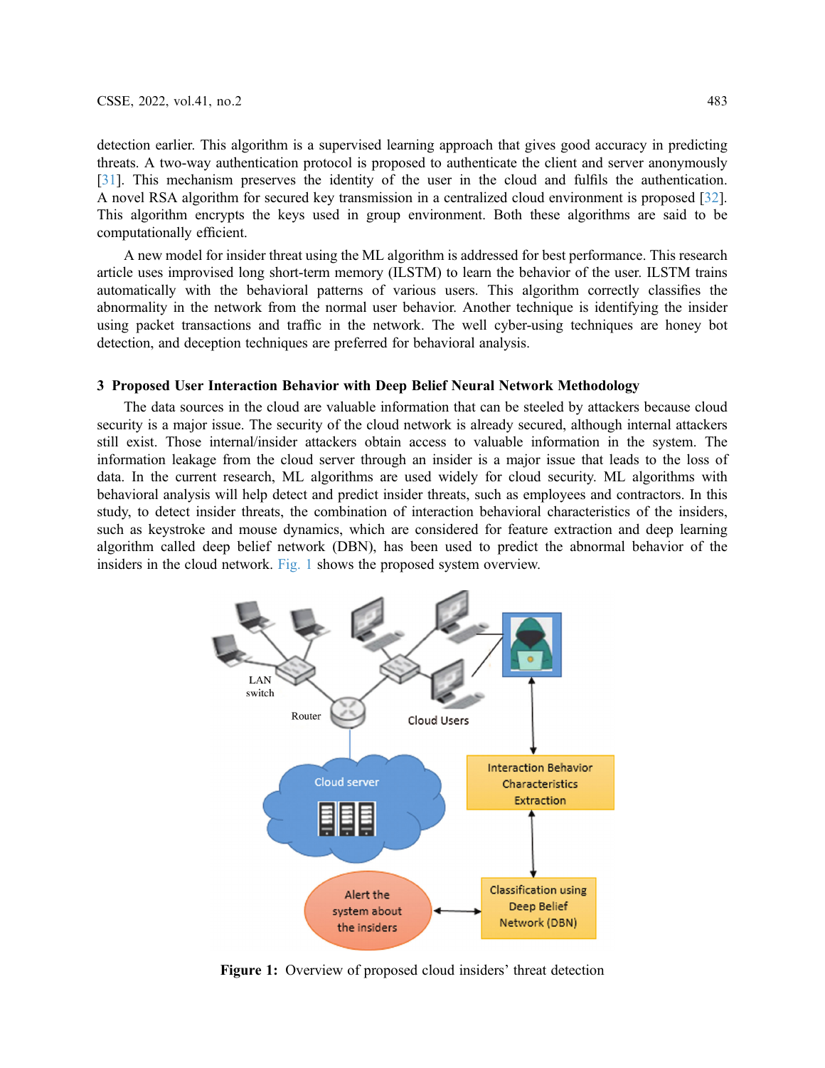detection earlier. This algorithm is a supervised learning approach that gives good accuracy in predicting threats. A two-way authentication protocol is proposed to authenticate the client and server anonymously [31]. This mechanism preserves the identity of the user in the cloud and fulfils the authentication. A novel RSA algorithm for secured key transmission in a centralized cloud environment is proposed [32]. This algorithm encrypts the keys used in group environment. Both these algorithms are said to be computationally efficient.

A new model for insider threat using the ML algorithm is addressed for best performance. This research article uses improvised long short-term memory (ILSTM) to learn the behavior of the user. ILSTM trains automatically with the behavioral patterns of various users. This algorithm correctly classifies the abnormality in the network from the normal user behavior. Another technique is identifying the insider using packet transactions and traffic in the network. The well cyber-using techniques are honey bot detection, and deception techniques are preferred for behavioral analysis.

## 3 Proposed User Interaction Behavior with Deep Belief Neural Network Methodology

The data sources in the cloud are valuable information that can be steeled by attackers because cloud security is a major issue. The security of the cloud network is already secured, although internal attackers still exist. Those internal/insider attackers obtain access to valuable information in the system. The information leakage from the cloud server through an insider is a major issue that leads to the loss of data. In the current research, ML algorithms are used widely for cloud security. ML algorithms with behavioral analysis will help detect and predict insider threats, such as employees and contractors. In this study, to detect insider threats, the combination of interaction behavioral characteristics of the insiders, such as keystroke and mouse dynamics, which are considered for feature extraction and deep learning algorithm called deep belief network (DBN), has been used to predict the abnormal behavior of the insiders in the cloud network. Fig. 1 shows the proposed system overview.

**Figure 1:** Overview of proposed cloud insiders' threat detection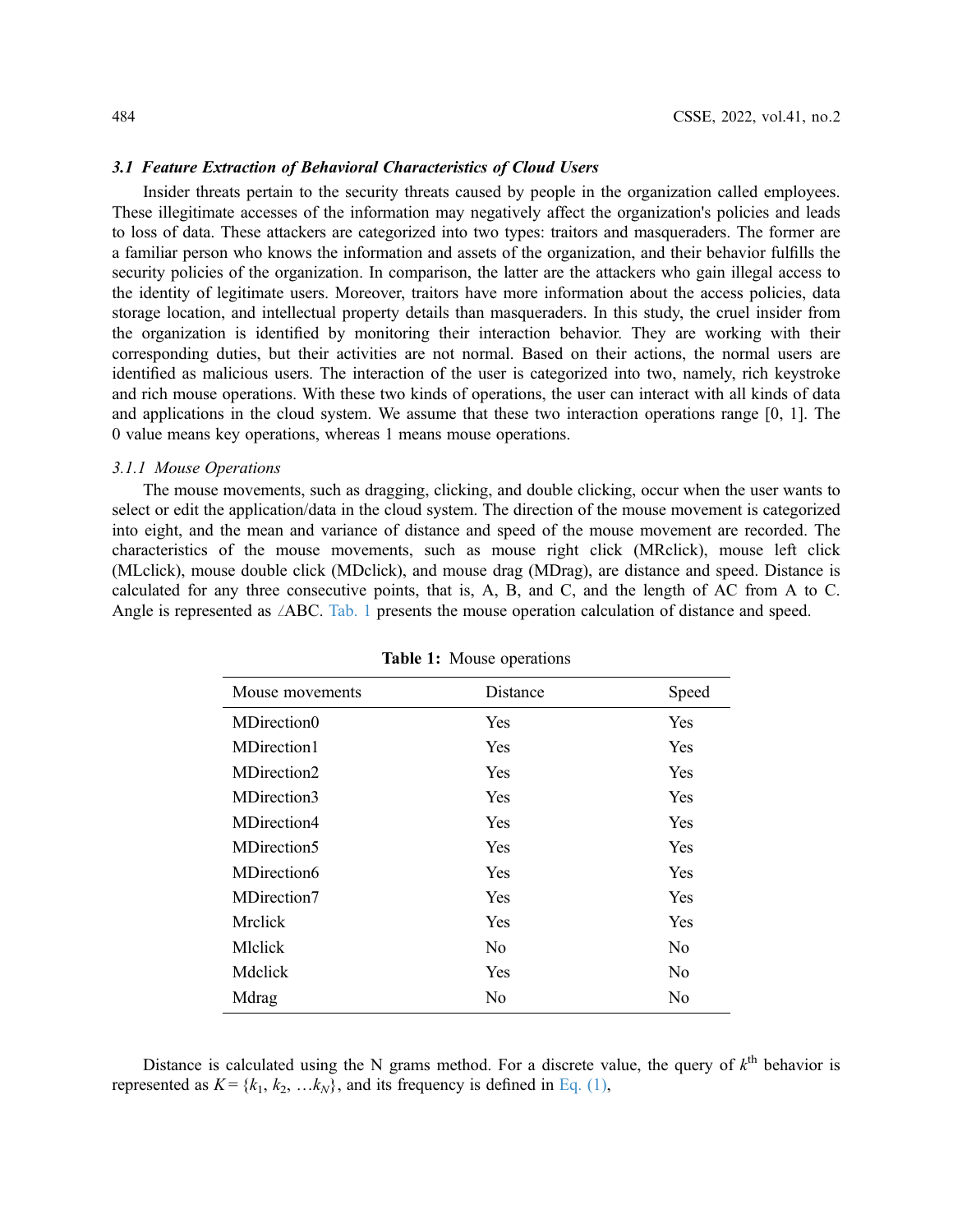### *3.1 Feature Extraction of Behavioral Characteristics of Cloud Users*

Insider threats pertain to the security threats caused by people in the organization called employees. These illegitimate accesses of the information may negatively affect the organization's policies and leads to loss of data. These attackers are categorized into two types: traitors and masqueraders. The former are a familiar person who knows the information and assets of the organization, and their behavior fulfills the security policies of the organization. In comparison, the latter are the attackers who gain illegal access to the identity of legitimate users. Moreover, traitors have more information about the access policies, data storage location, and intellectual property details than masqueraders. In this study, the cruel insider from the organization is identified by monitoring their interaction behavior. They are working with their corresponding duties, but their activities are not normal. Based on their actions, the normal users are identified as malicious users. The interaction of the user is categorized into two, namely, rich keystroke and rich mouse operations. With these two kinds of operations, the user can interact with all kinds of data and applications in the cloud system. We assume that these two interaction operations range [0, 1]. The 0 value means key operations, whereas 1 means mouse operations.

#### *3.1.1 Mouse Operations*

The mouse movements, such as dragging, clicking, and double clicking, occur when the user wants to select or edit the application/data in the cloud system. The direction of the mouse movement is categorized into eight, and the mean and variance of distance and speed of the mouse movement are recorded. The characteristics of the mouse movements, such as mouse right click (MRclick), mouse left click (MLclick), mouse double click (MDclick), and mouse drag (MDrag), are distance and speed. Distance is calculated for any three consecutive points, that is, A, B, and C, and the length of AC from A to C. Angle is represented as ∠ABC. Tab. 1 presents the mouse operation calculation of distance and speed.

**Table 1:** Mouse operations

| Mouse movements | Distance | Speed |
|---|---|---|
| MDirection0 | Yes | Yes |
| MDirection1 | Yes | Yes |
| MDirection2 | Yes | Yes |
| MDirection3 | Yes | Yes |
| MDirection4 | Yes | Yes |
| MDirection5 | Yes | Yes |
| MDirection6 | Yes | Yes |
| MDirection7 | Yes | Yes |
| Mrclick | Yes | Yes |
| Mlclick | No | No |
| Mdclick | Yes | No |
| Mdrag | No | No |

Distance is calculated using the N grams method. For a discrete value, the query of $k^{\text{th}}$ behavior is represented as $K = \{k_1, k_2, \ldots k_N\}$, and its frequency is defined in Eq. (1),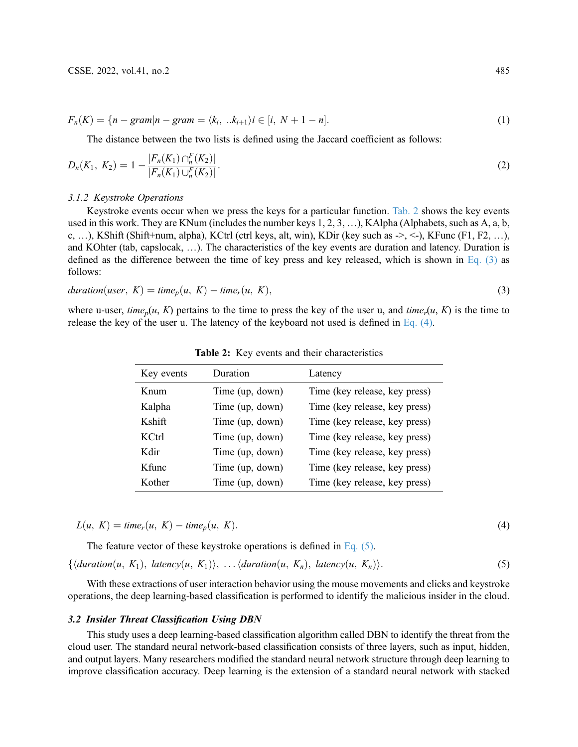$$F_n(K) = \{n - gram | n - gram = \langle k_i, \ ..k_{i+1} \rangle i \in [i, \ N + 1 - n]. \tag{1}$$

The distance between the two lists is defined using the Jaccard coefficient as follows:

$$D_n(K_1, \ K_2) = 1 - \frac{|F_n(K_1) \cap_n^F (K_2)|}{|F_n(K_1) \cup_n^F (K_2)|}. \tag{2}$$

### 3.1.2 Keystroke Operations

Keystroke events occur when we press the keys for a particular function. Tab. 2 shows the key events used in this work. They are KNum (includes the number keys 1, 2, 3, …), KAlpha (Alphabets, such as A, a, b, c, …), KShift (Shift+num, alpha), KCtrl (ctrl keys, alt, win), KDir (key such as ->, <-), KFunc (F1, F2, …), and KOhter (tab, capslocak, …). The characteristics of the key events are duration and latency. Duration is defined as the difference between the time of key press and key released, which is shown in Eq. (3) as follows:

$$duration(user, \ K) = time_p(u, \ K) - time_r(u, \ K), \tag{3}$$

where u-user, $time_p(u, K)$ pertains to the time to press the key of the user u, and $time_r(u, K)$ is the time to release the key of the user u. The latency of the keyboard not used is defined in Eq. (4).

**Table 2:** Key events and their characteristics

| Key events | Duration | Latency |
|---|---|---|
| Knum | Time (up, down) | Time (key release, key press) |
| Kalpha | Time (up, down) | Time (key release, key press) |
| Kshift | Time (up, down) | Time (key release, key press) |
| KCtrl | Time (up, down) | Time (key release, key press) |
| Kdir | Time (up, down) | Time (key release, key press) |
| Kfunc | Time (up, down) | Time (key release, key press) |
| Kother | Time (up, down) | Time (key release, key press) |

$$L(u, \ K) = time_r(u, \ K) - time_p(u, \ K). \tag{4}$$

The feature vector of these keystroke operations is defined in Eq. (5).

$$\{\langle duration(u, \ K_1), \ latency(u, \ K_1) \rangle, \ \ldots \langle duration(u, \ K_n), \ latency(u, \ K_n) \rangle. \tag{5}$$

With these extractions of user interaction behavior using the mouse movements and clicks and keystroke operations, the deep learning-based classification is performed to identify the malicious insider in the cloud.

## 3.2 Insider Threat Classification Using DBN

This study uses a deep learning-based classification algorithm called DBN to identify the threat from the cloud user. The standard neural network-based classification consists of three layers, such as input, hidden, and output layers. Many researchers modified the standard neural network structure through deep learning to improve classification accuracy. Deep learning is the extension of a standard neural network with stacked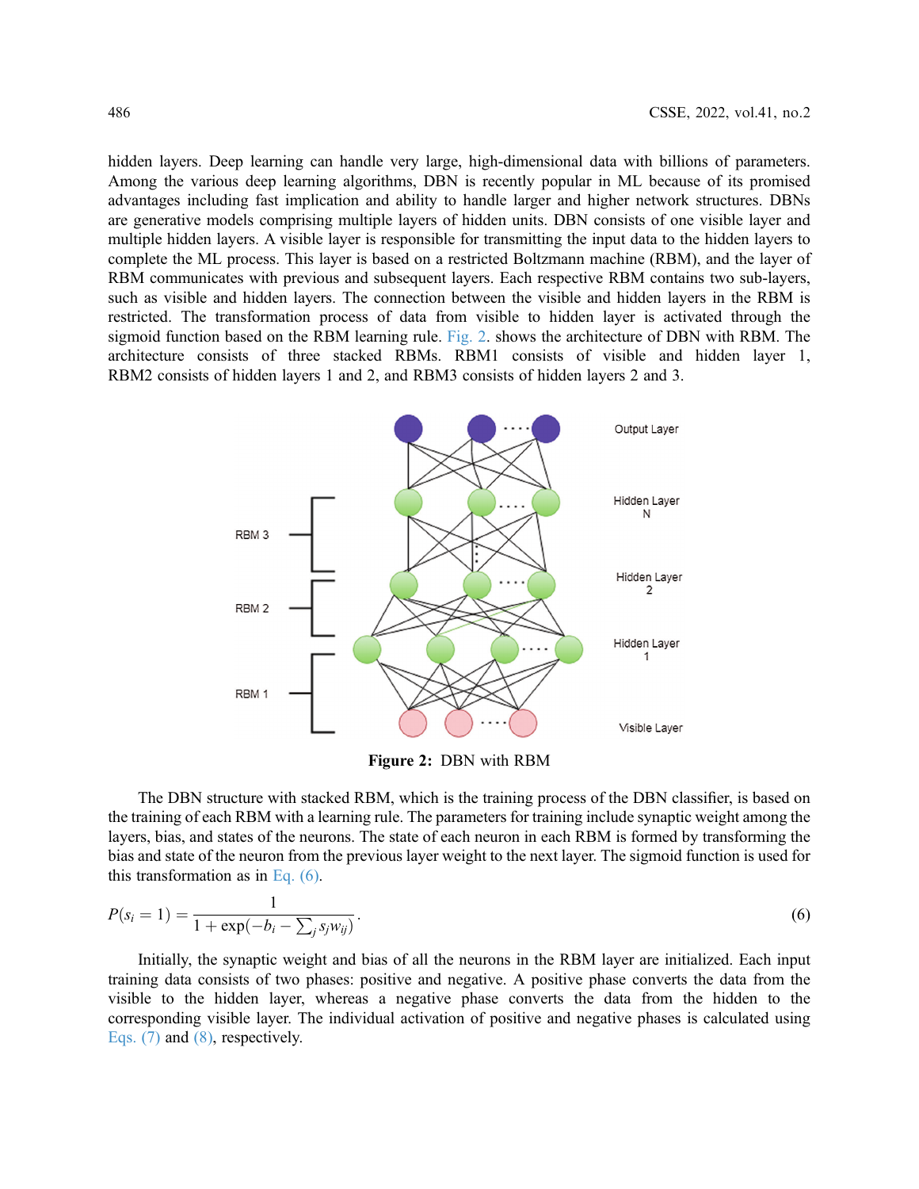hidden layers. Deep learning can handle very large, high-dimensional data with billions of parameters. Among the various deep learning algorithms, DBN is recently popular in ML because of its promised advantages including fast implication and ability to handle larger and higher network structures. DBNs are generative models comprising multiple layers of hidden units. DBN consists of one visible layer and multiple hidden layers. A visible layer is responsible for transmitting the input data to the hidden layers to complete the ML process. This layer is based on a restricted Boltzmann machine (RBM), and the layer of RBM communicates with previous and subsequent layers. Each respective RBM contains two sub-layers, such as visible and hidden layers. The connection between the visible and hidden layers in the RBM is restricted. The transformation process of data from visible to hidden layer is activated through the sigmoid function based on the RBM learning rule. Fig. 2. shows the architecture of DBN with RBM. The architecture consists of three stacked RBMs. RBM1 consists of visible and hidden layer 1, RBM2 consists of hidden layers 1 and 2, and RBM3 consists of hidden layers 2 and 3.

**Figure 2:** DBN with RBM

The DBN structure with stacked RBM, which is the training process of the DBN classifier, is based on the training of each RBM with a learning rule. The parameters for training include synaptic weight among the layers, bias, and states of the neurons. The state of each neuron in each RBM is formed by transforming the bias and state of the neuron from the previous layer weight to the next layer. The sigmoid function is used for this transformation as in Eq. (6).

$$P(s_i = 1) = \frac{1}{1 + \exp(-b_i - \sum_j s_j w_{ij})}. \tag{6}$$

Initially, the synaptic weight and bias of all the neurons in the RBM layer are initialized. Each input training data consists of two phases: positive and negative. A positive phase converts the data from the visible to the hidden layer, whereas a negative phase converts the data from the hidden to the corresponding visible layer. The individual activation of positive and negative phases is calculated using Eqs. (7) and (8), respectively.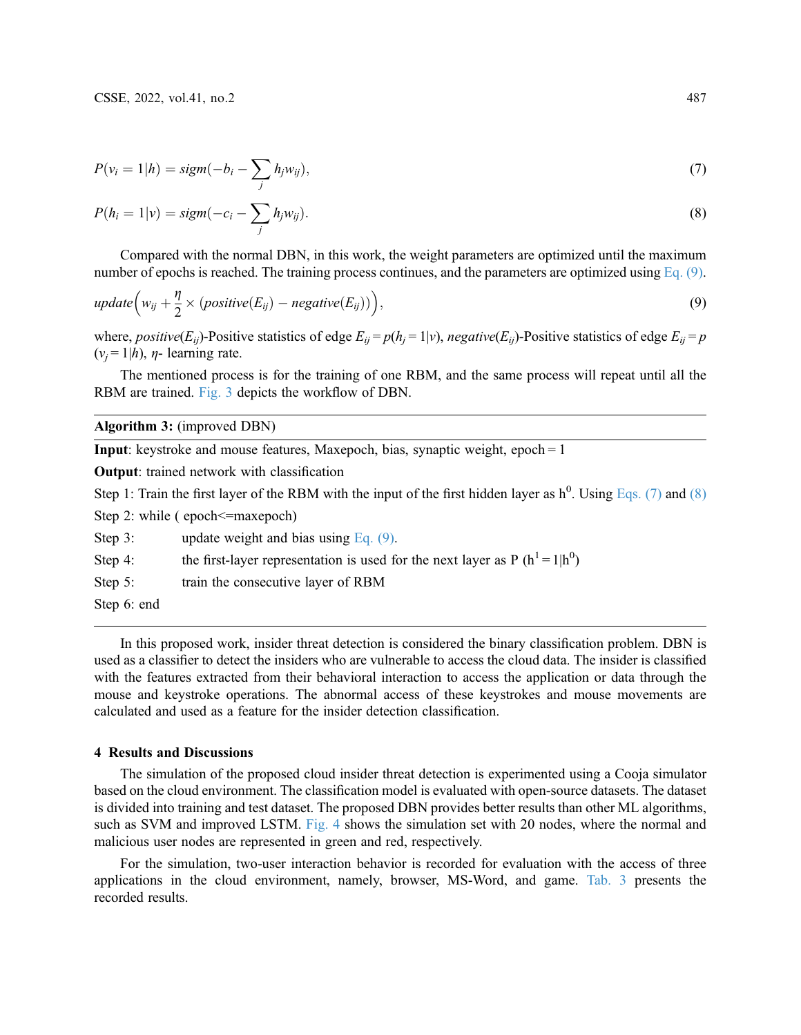$$P(v_i = 1|h) = sigm(-b_i - \sum_j h_j w_{ij}), \tag{7}$$

$$P(h_i = 1|v) = sigm(-c_i - \sum_j h_j w_{ij}). \tag{8}$$

Compared with the normal DBN, in this work, the weight parameters are optimized until the maximum number of epochs is reached. The training process continues, and the parameters are optimized using Eq. (9).

$$update\left(w_{ij} + \frac{\eta}{2} \times (positive(E_{ij}) - negative(E_{ij}))\right), \tag{9}$$

where, $positive(E_{ij})$-Positive statistics of edge $E_{ij} = p(h_j = 1|v)$, $negative(E_{ij})$-Positive statistics of edge $E_{ij} = p(v_j = 1|h)$, $\eta$- learning rate.

The mentioned process is for the training of one RBM, and the same process will repeat until all the RBM are trained. Fig. 3 depicts the workflow of DBN.

**Algorithm 3:** (improved DBN)

**Input**: keystroke and mouse features, Maxepoch, bias, synaptic weight, epoch = 1

**Output**: trained network with classification

Step 1: Train the first layer of the RBM with the input of the first hidden layer as $h^0$. Using Eqs. (7) and (8)

Step 2: while ( epoch<=maxepoch)

Step 3: update weight and bias using Eq. (9).

Step 4: the first-layer representation is used for the next layer as P ($h^1 = 1|h^0$)

Step 5: train the consecutive layer of RBM

Step 6: end

In this proposed work, insider threat detection is considered the binary classification problem. DBN is used as a classifier to detect the insiders who are vulnerable to access the cloud data. The insider is classified with the features extracted from their behavioral interaction to access the application or data through the mouse and keystroke operations. The abnormal access of these keystrokes and mouse movements are calculated and used as a feature for the insider detection classification.

## 4 Results and Discussions

The simulation of the proposed cloud insider threat detection is experimented using a Cooja simulator based on the cloud environment. The classification model is evaluated with open-source datasets. The dataset is divided into training and test dataset. The proposed DBN provides better results than other ML algorithms, such as SVM and improved LSTM. Fig. 4 shows the simulation set with 20 nodes, where the normal and malicious user nodes are represented in green and red, respectively.

For the simulation, two-user interaction behavior is recorded for evaluation with the access of three applications in the cloud environment, namely, browser, MS-Word, and game. Tab. 3 presents the recorded results.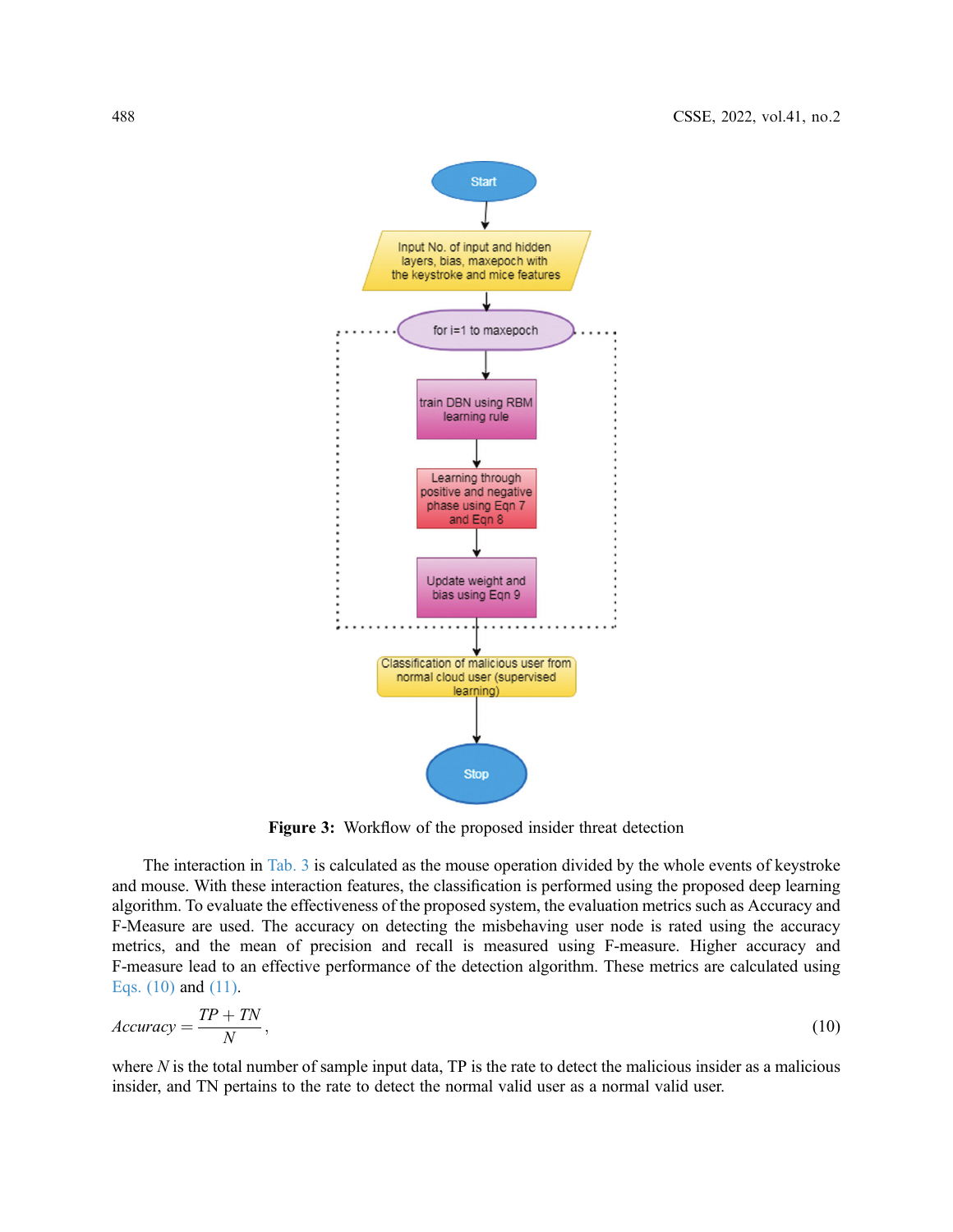**Figure 3:** Workflow of the proposed insider threat detection

The interaction in Tab. 3 is calculated as the mouse operation divided by the whole events of keystroke and mouse. With these interaction features, the classification is performed using the proposed deep learning algorithm. To evaluate the effectiveness of the proposed system, the evaluation metrics such as Accuracy and F-Measure are used. The accuracy on detecting the misbehaving user node is rated using the accuracy metrics, and the mean of precision and recall is measured using F-measure. Higher accuracy and F-measure lead to an effective performance of the detection algorithm. These metrics are calculated using Eqs. (10) and (11).

$$Accuracy = \frac{TP + TN}{N}, \tag{10}$$

where $N$ is the total number of sample input data, TP is the rate to detect the malicious insider as a malicious insider, and TN pertains to the rate to detect the normal valid user as a normal valid user.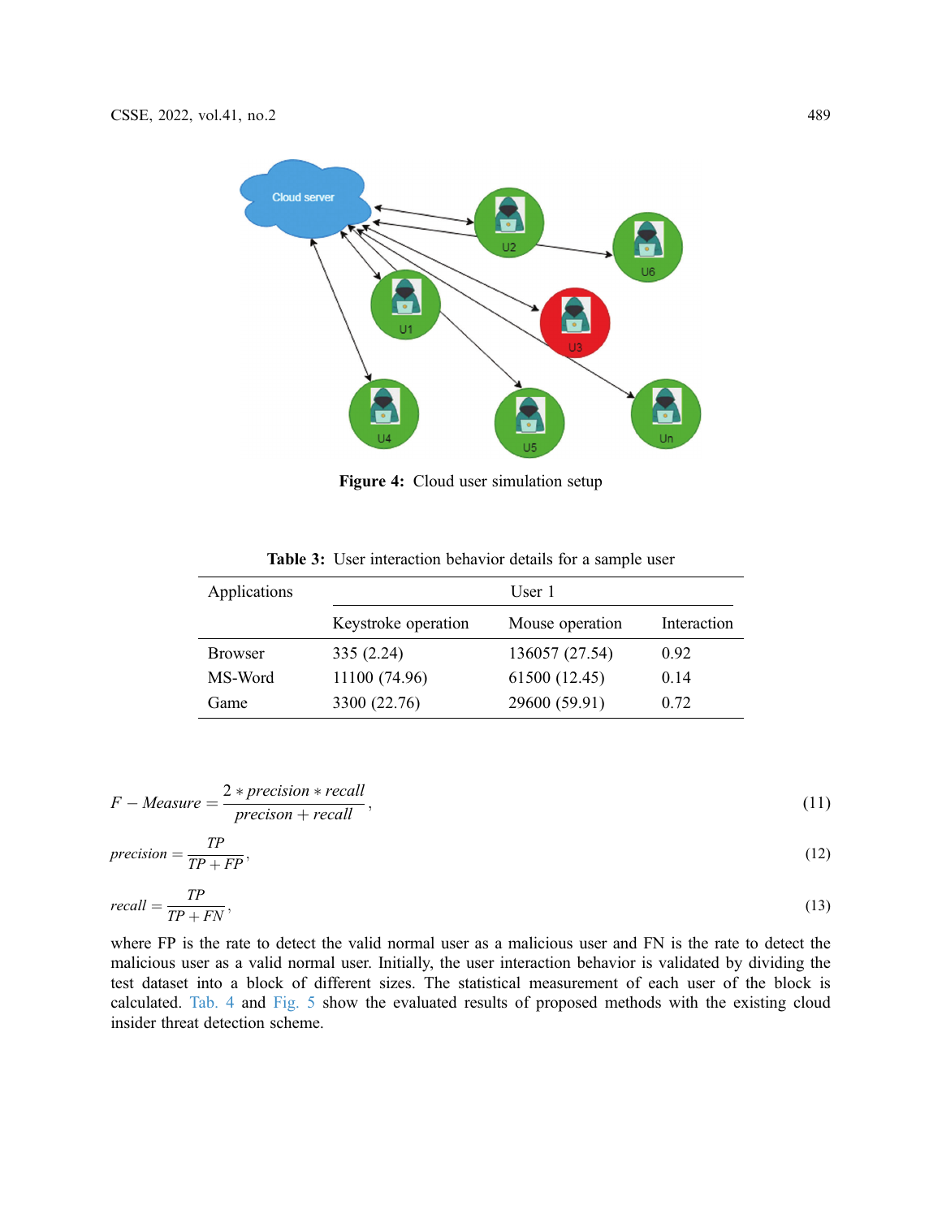Figure 4: Cloud user simulation setup

Table 3: User interaction behavior details for a sample user

| Applications | User 1 | | |
|---|---|---|---|
| | Keystroke operation | Mouse operation | Interaction |
| Browser | 335 (2.24) | 136057 (27.54) | 0.92 |
| MS-Word | 11100 (74.96) | 61500 (12.45) | 0.14 |
| Game | 3300 (22.76) | 29600 (59.91) | 0.72 |

$$F - Measure = \frac{2 * precision * recall}{precison + recall}, \tag{11}$$

$$precision = \frac{TP}{TP + FP}, \tag{12}$$

$$recall = \frac{TP}{TP + FN}, \tag{13}$$

where FP is the rate to detect the valid normal user as a malicious user and FN is the rate to detect the malicious user as a valid normal user. Initially, the user interaction behavior is validated by dividing the test dataset into a block of different sizes. The statistical measurement of each user of the block is calculated. Tab. 4 and Fig. 5 show the evaluated results of proposed methods with the existing cloud insider threat detection scheme.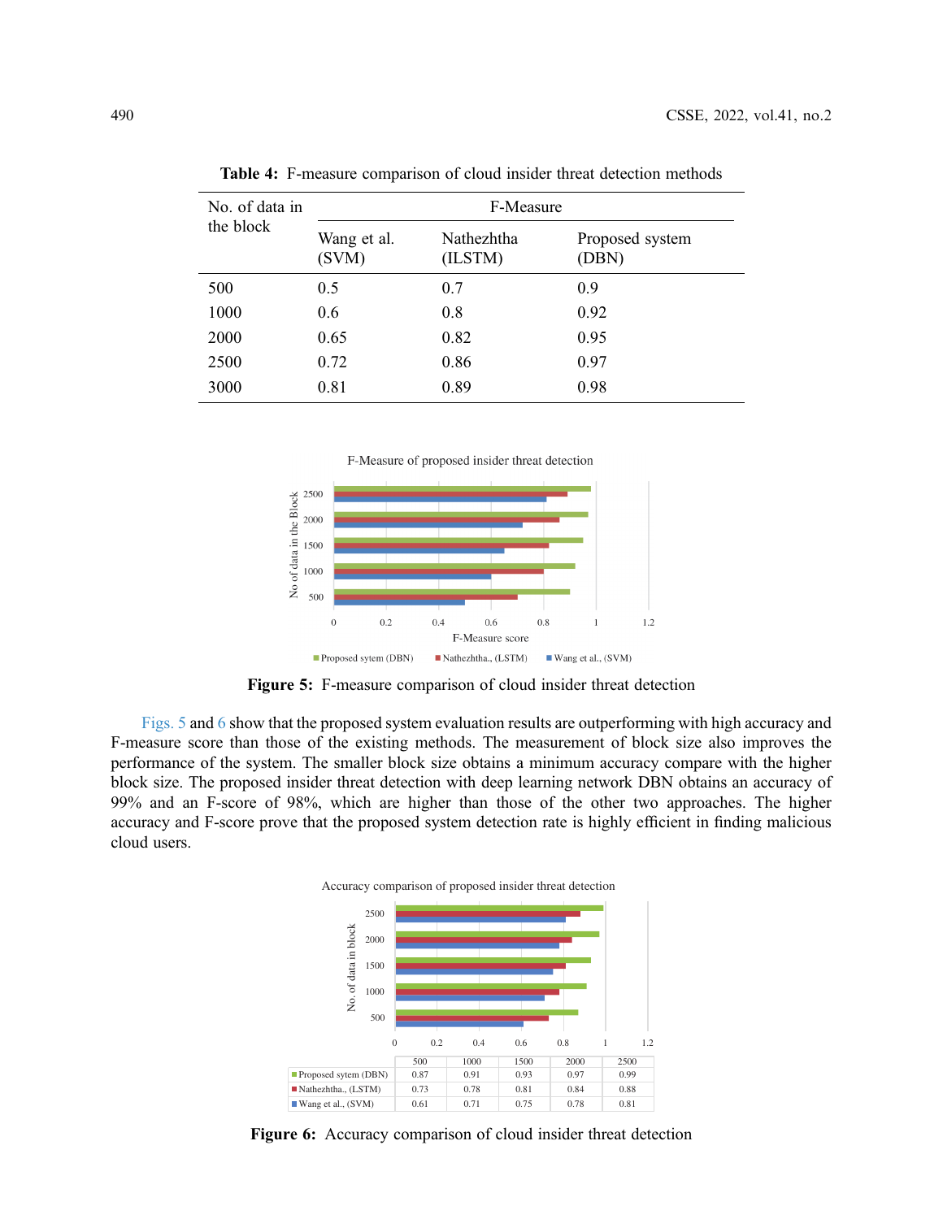Table 4: F-measure comparison of cloud insider threat detection methods

| No. of data in the block | F-Measure | | |
|---|---|---|---|
| | Wang et al. (SVM) | Nathezhtha (ILSTM) | Proposed system (DBN) |
| 500 | 0.5 | 0.7 | 0.9 |
| 1000 | 0.6 | 0.8 | 0.92 |
| 2000 | 0.65 | 0.82 | 0.95 |
| 2500 | 0.72 | 0.86 | 0.97 |
| 3000 | 0.81 | 0.89 | 0.98 |

**Figure 5:** F-measure comparison of cloud insider threat detection

Figs. 5 and 6 show that the proposed system evaluation results are outperforming with high accuracy and F-measure score than those of the existing methods. The measurement of block size also improves the performance of the system. The smaller block size obtains a minimum accuracy compare with the higher block size. The proposed insider threat detection with deep learning network DBN obtains an accuracy of 99% and an F-score of 98%, which are higher than those of the other two approaches. The higher accuracy and F-score prove that the proposed system detection rate is highly efficient in finding malicious cloud users.

**Figure 6:** Accuracy comparison of cloud insider threat detection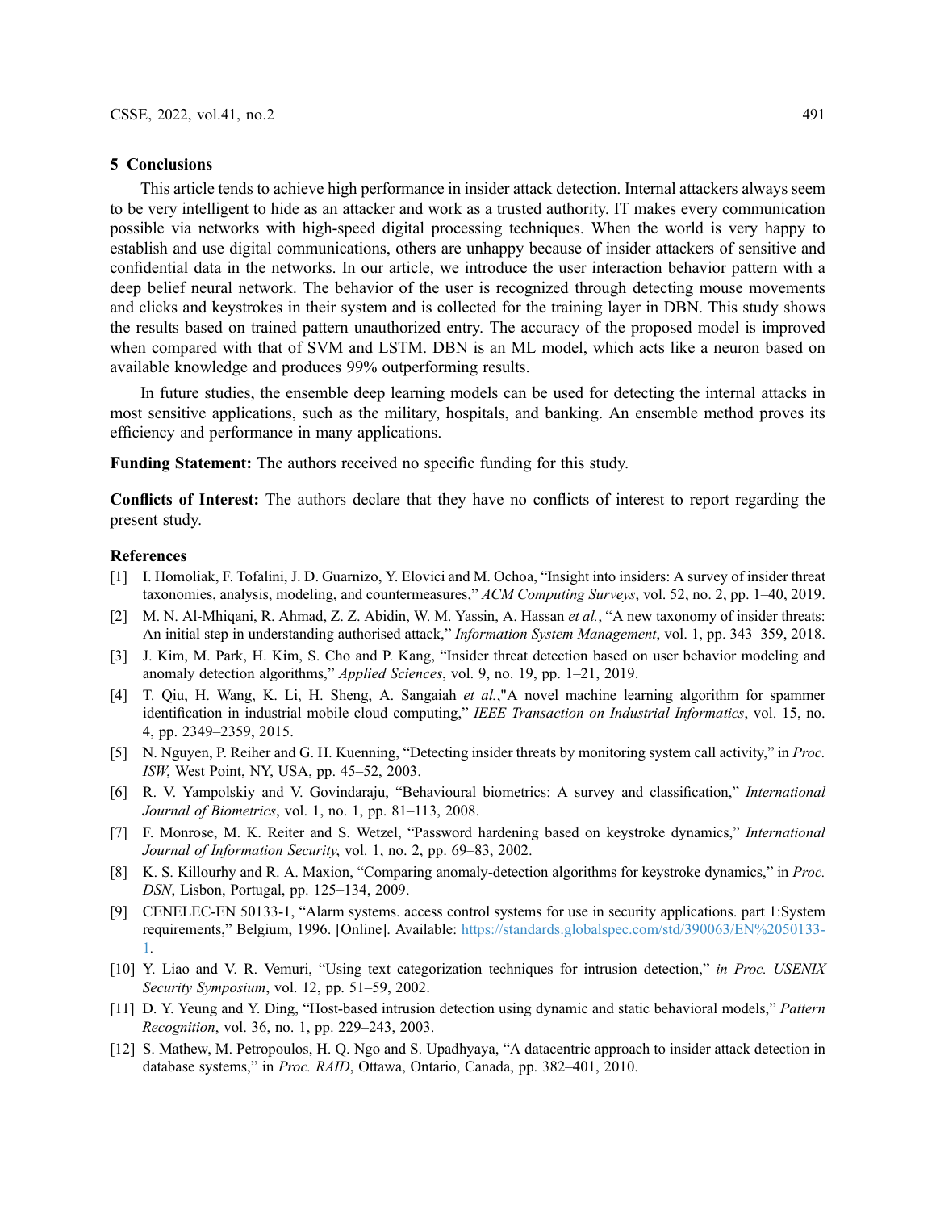## 5 Conclusions

This article tends to achieve high performance in insider attack detection. Internal attackers always seem to be very intelligent to hide as an attacker and work as a trusted authority. IT makes every communication possible via networks with high-speed digital processing techniques. When the world is very happy to establish and use digital communications, others are unhappy because of insider attackers of sensitive and confidential data in the networks. In our article, we introduce the user interaction behavior pattern with a deep belief neural network. The behavior of the user is recognized through detecting mouse movements and clicks and keystrokes in their system and is collected for the training layer in DBN. This study shows the results based on trained pattern unauthorized entry. The accuracy of the proposed model is improved when compared with that of SVM and LSTM. DBN is an ML model, which acts like a neuron based on available knowledge and produces 99% outperforming results.

In future studies, the ensemble deep learning models can be used for detecting the internal attacks in most sensitive applications, such as the military, hospitals, and banking. An ensemble method proves its efficiency and performance in many applications.

**Funding Statement:** The authors received no specific funding for this study.

**Conflicts of Interest:** The authors declare that they have no conflicts of interest to report regarding the present study.

## References

[1] I. Homoliak, F. Tofalini, J. D. Guarnizo, Y. Elovici and M. Ochoa, "Insight into insiders: A survey of insider threat taxonomies, analysis, modeling, and countermeasures," *ACM Computing Surveys*, vol. 52, no. 2, pp. 1–40, 2019.

[2] M. N. Al-Mhiqani, R. Ahmad, Z. Z. Abidin, W. M. Yassin, A. Hassan *et al.*, "A new taxonomy of insider threats: An initial step in understanding authorised attack," *Information System Management*, vol. 1, pp. 343–359, 2018.

[3] J. Kim, M. Park, H. Kim, S. Cho and P. Kang, "Insider threat detection based on user behavior modeling and anomaly detection algorithms," *Applied Sciences*, vol. 9, no. 19, pp. 1–21, 2019.

[4] T. Qiu, H. Wang, K. Li, H. Sheng, A. Sangaiah *et al.*,"A novel machine learning algorithm for spammer identification in industrial mobile cloud computing," *IEEE Transaction on Industrial Informatics*, vol. 15, no. 4, pp. 2349–2359, 2015.

[5] N. Nguyen, P. Reiher and G. H. Kuenning, "Detecting insider threats by monitoring system call activity," in *Proc. ISW*, West Point, NY, USA, pp. 45–52, 2003.

[6] R. V. Yampolskiy and V. Govindaraju, "Behavioural biometrics: A survey and classification," *International Journal of Biometrics*, vol. 1, no. 1, pp. 81–113, 2008.

[7] F. Monrose, M. K. Reiter and S. Wetzel, "Password hardening based on keystroke dynamics," *International Journal of Information Security*, vol. 1, no. 2, pp. 69–83, 2002.

[8] K. S. Killourhy and R. A. Maxion, "Comparing anomaly-detection algorithms for keystroke dynamics," in *Proc. DSN*, Lisbon, Portugal, pp. 125–134, 2009.

[9] CENELEC-EN 50133-1, "Alarm systems. access control systems for use in security applications. part 1:System requirements," Belgium, 1996. [Online]. Available: https://standards.globalspec.com/std/390063/EN%2050133-1.

[10] Y. Liao and V. R. Vemuri, "Using text categorization techniques for intrusion detection," *in Proc. USENIX Security Symposium*, vol. 12, pp. 51–59, 2002.

[11] D. Y. Yeung and Y. Ding, "Host-based intrusion detection using dynamic and static behavioral models," *Pattern Recognition*, vol. 36, no. 1, pp. 229–243, 2003.

[12] S. Mathew, M. Petropoulos, H. Q. Ngo and S. Upadhyaya, "A datacentric approach to insider attack detection in database systems," in *Proc. RAID*, Ottawa, Ontario, Canada, pp. 382–401, 2010.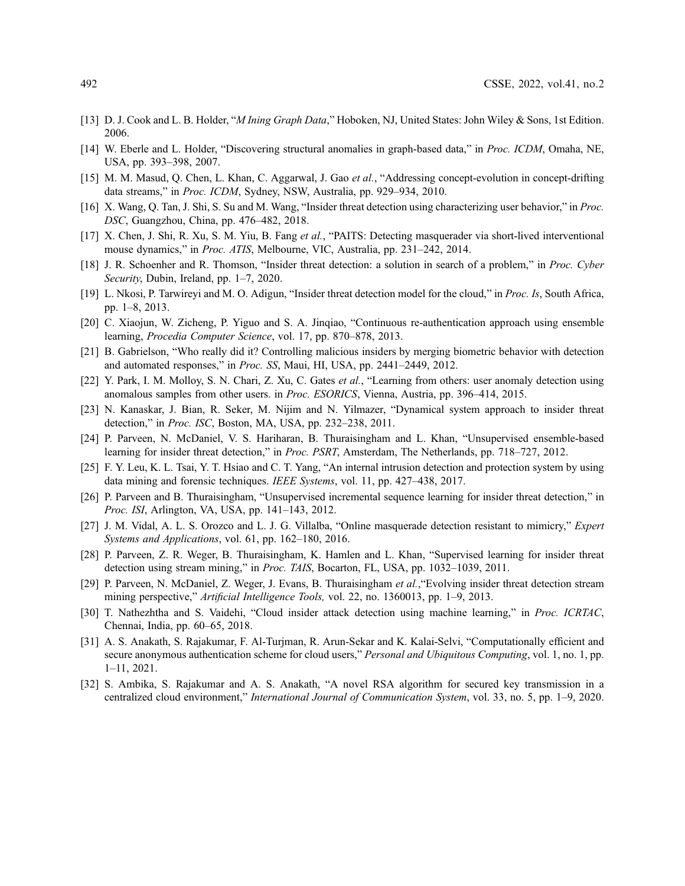[13] D. J. Cook and L. B. Holder, "*M Ining Graph Data*," Hoboken, NJ, United States: John Wiley & Sons, 1st Edition. 2006.

[14] W. Eberle and L. Holder, "Discovering structural anomalies in graph-based data," in *Proc. ICDM*, Omaha, NE, USA, pp. 393–398, 2007.

[15] M. M. Masud, Q. Chen, L. Khan, C. Aggarwal, J. Gao *et al.*, "Addressing concept-evolution in concept-drifting data streams," in *Proc. ICDM*, Sydney, NSW, Australia, pp. 929–934, 2010.

[16] X. Wang, Q. Tan, J. Shi, S. Su and M. Wang, "Insider threat detection using characterizing user behavior," in *Proc. DSC*, Guangzhou, China, pp. 476–482, 2018.

[17] X. Chen, J. Shi, R. Xu, S. M. Yiu, B. Fang *et al.*, "PAITS: Detecting masquerader via short-lived interventional mouse dynamics," in *Proc. ATIS*, Melbourne, VIC, Australia, pp. 231–242, 2014.

[18] J. R. Schoenher and R. Thomson, "Insider threat detection: a solution in search of a problem," in *Proc. Cyber Security*, Dubin, Ireland, pp. 1–7, 2020.

[19] L. Nkosi, P. Tarwireyi and M. O. Adigun, "Insider threat detection model for the cloud," in *Proc. Is*, South Africa, pp. 1–8, 2013.

[20] C. Xiaojun, W. Zicheng, P. Yiguo and S. A. Jinqiao, "Continuous re-authentication approach using ensemble learning, *Procedia Computer Science*, vol. 17, pp. 870–878, 2013.

[21] B. Gabrielson, "Who really did it? Controlling malicious insiders by merging biometric behavior with detection and automated responses," in *Proc. SS*, Maui, HI, USA, pp. 2441–2449, 2012.

[22] Y. Park, I. M. Molloy, S. N. Chari, Z. Xu, C. Gates *et al.*, "Learning from others: user anomaly detection using anomalous samples from other users. in *Proc. ESORICS*, Vienna, Austria, pp. 396–414, 2015.

[23] N. Kanaskar, J. Bian, R. Seker, M. Nijim and N. Yilmazer, "Dynamical system approach to insider threat detection," in *Proc. ISC*, Boston, MA, USA, pp. 232–238, 2011.

[24] P. Parveen, N. McDaniel, V. S. Hariharan, B. Thuraisingham and L. Khan, "Unsupervised ensemble-based learning for insider threat detection," in *Proc. PSRT*, Amsterdam, The Netherlands, pp. 718–727, 2012.

[25] F. Y. Leu, K. L. Tsai, Y. T. Hsiao and C. T. Yang, "An internal intrusion detection and protection system by using data mining and forensic techniques. *IEEE Systems*, vol. 11, pp. 427–438, 2017.

[26] P. Parveen and B. Thuraisingham, "Unsupervised incremental sequence learning for insider threat detection," in *Proc. ISI*, Arlington, VA, USA, pp. 141–143, 2012.

[27] J. M. Vidal, A. L. S. Orozco and L. J. G. Villalba, "Online masquerade detection resistant to mimicry," *Expert Systems and Applications*, vol. 61, pp. 162–180, 2016.

[28] P. Parveen, Z. R. Weger, B. Thuraisingham, K. Hamlen and L. Khan, "Supervised learning for insider threat detection using stream mining," in *Proc. TAIS*, Bocarton, FL, USA, pp. 1032–1039, 2011.

[29] P. Parveen, N. McDaniel, Z. Weger, J. Evans, B. Thuraisingham *et al.*,"Evolving insider threat detection stream mining perspective," *Artificial Intelligence Tools,* vol. 22, no. 1360013, pp. 1–9, 2013.

[30] T. Nathezhtha and S. Vaidehi, "Cloud insider attack detection using machine learning," in *Proc. ICRTAC*, Chennai, India, pp. 60–65, 2018.

[31] A. S. Anakath, S. Rajakumar, F. Al-Turjman, R. Arun-Sekar and K. Kalai-Selvi, "Computationally efficient and secure anonymous authentication scheme for cloud users," *Personal and Ubiquitous Computing*, vol. 1, no. 1, pp. 1–11, 2021.

[32] S. Ambika, S. Rajakumar and A. S. Anakath, "A novel RSA algorithm for secured key transmission in a centralized cloud environment," *International Journal of Communication System*, vol. 33, no. 5, pp. 1–9, 2020.